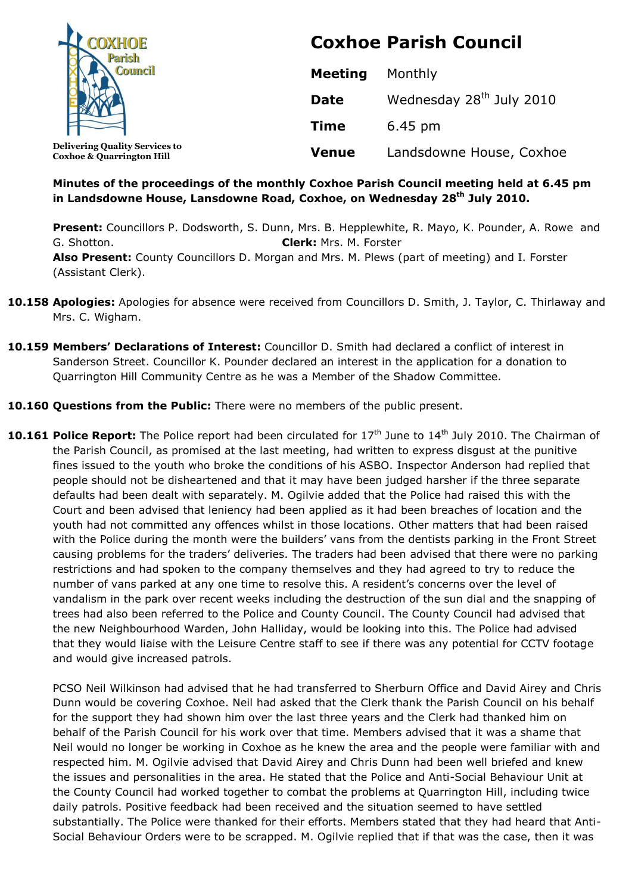COXHOE Parish Council

Delivering Quality Services to Coxhoe & Quarrington Hill

# Coxhoe Parish Council

| | |
|---|---|
| **Meeting** | Monthly |
| **Date** | Wednesday 28th July 2010 |
| **Time** | 6.45 pm |
| **Venue** | Landsdowne House, Coxhoe |

**Minutes of the proceedings of the monthly Coxhoe Parish Council meeting held at 6.45 pm in Landsdowne House, Lansdowne Road, Coxhoe, on Wednesday 28th July 2010.**

**Present:** Councillors P. Dodsworth, S. Dunn, Mrs. B. Hepplewhite, R. Mayo, K. Pounder, A. Rowe and G. Shotton. **Clerk:** Mrs. M. Forster
**Also Present:** County Councillors D. Morgan and Mrs. M. Plews (part of meeting) and I. Forster (Assistant Clerk).

**10.158 Apologies:** Apologies for absence were received from Councillors D. Smith, J. Taylor, C. Thirlaway and Mrs. C. Wigham.

**10.159 Members' Declarations of Interest:** Councillor D. Smith had declared a conflict of interest in Sanderson Street. Councillor K. Pounder declared an interest in the application for a donation to Quarrington Hill Community Centre as he was a Member of the Shadow Committee.

**10.160 Questions from the Public:** There were no members of the public present.

**10.161 Police Report:** The Police report had been circulated for 17th June to 14th July 2010. The Chairman of the Parish Council, as promised at the last meeting, had written to express disgust at the punitive fines issued to the youth who broke the conditions of his ASBO. Inspector Anderson had replied that people should not be disheartened and that it may have been judged harsher if the three separate defaults had been dealt with separately. M. Ogilvie added that the Police had raised this with the Court and been advised that leniency had been applied as it had been breaches of location and the youth had not committed any offences whilst in those locations. Other matters that had been raised with the Police during the month were the builders' vans from the dentists parking in the Front Street causing problems for the traders' deliveries. The traders had been advised that there were no parking restrictions and had spoken to the company themselves and they had agreed to try to reduce the number of vans parked at any one time to resolve this. A resident's concerns over the level of vandalism in the park over recent weeks including the destruction of the sun dial and the snapping of trees had also been referred to the Police and County Council. The County Council had advised that the new Neighbourhood Warden, John Halliday, would be looking into this. The Police had advised that they would liaise with the Leisure Centre staff to see if there was any potential for CCTV footage and would give increased patrols.

PCSO Neil Wilkinson had advised that he had transferred to Sherburn Office and David Airey and Chris Dunn would be covering Coxhoe. Neil had asked that the Clerk thank the Parish Council on his behalf for the support they had shown him over the last three years and the Clerk had thanked him on behalf of the Parish Council for his work over that time. Members advised that it was a shame that Neil would no longer be working in Coxhoe as he knew the area and the people were familiar with and respected him. M. Ogilvie advised that David Airey and Chris Dunn had been well briefed and knew the issues and personalities in the area. He stated that the Police and Anti-Social Behaviour Unit at the County Council had worked together to combat the problems at Quarrington Hill, including twice daily patrols. Positive feedback had been received and the situation seemed to have settled substantially. The Police were thanked for their efforts. Members stated that they had heard that Anti-Social Behaviour Orders were to be scrapped. M. Ogilvie replied that if that was the case, then it was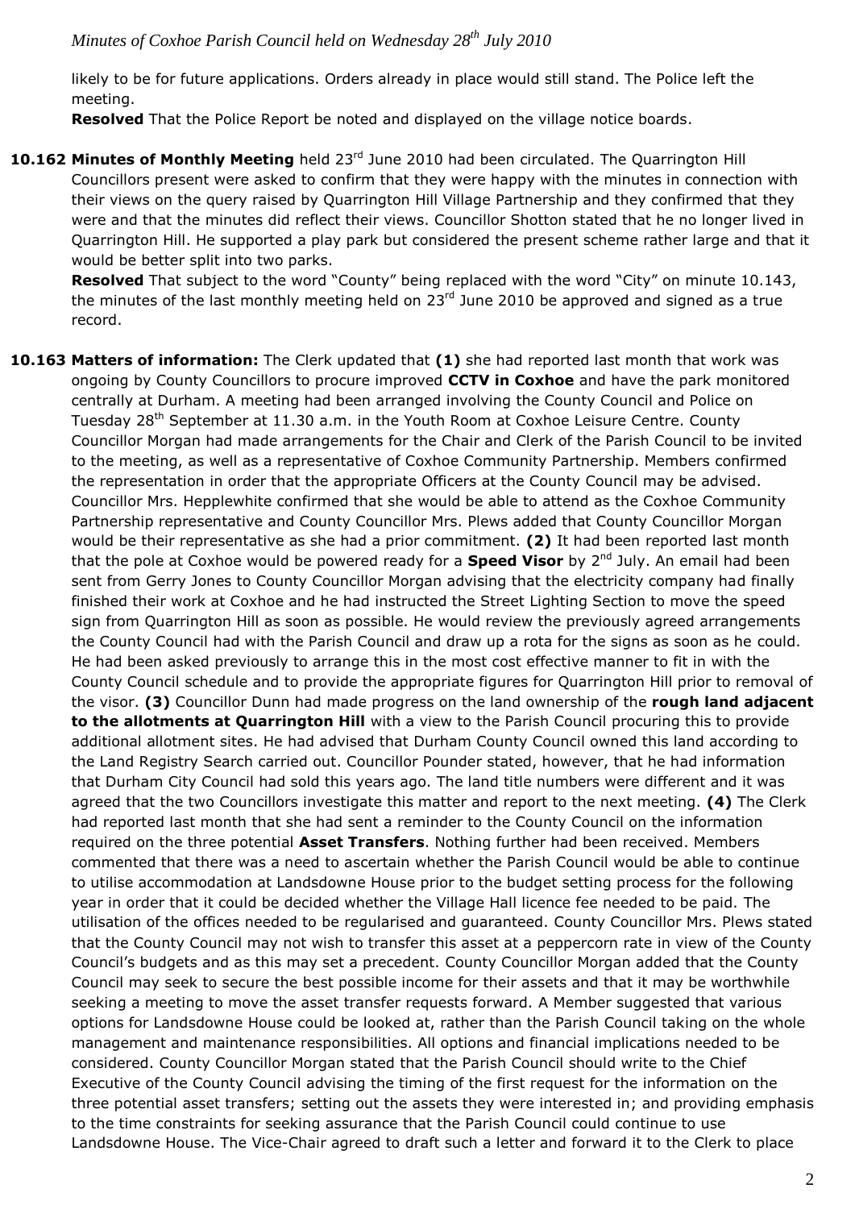likely to be for future applications. Orders already in place would still stand. The Police left the meeting.

**Resolved** That the Police Report be noted and displayed on the village notice boards.

**10.162 Minutes of Monthly Meeting** held 23rd June 2010 had been circulated. The Quarrington Hill Councillors present were asked to confirm that they were happy with the minutes in connection with their views on the query raised by Quarrington Hill Village Partnership and they confirmed that they were and that the minutes did reflect their views. Councillor Shotton stated that he no longer lived in Quarrington Hill. He supported a play park but considered the present scheme rather large and that it would be better split into two parks.

**Resolved** That subject to the word "County" being replaced with the word "City" on minute 10.143, the minutes of the last monthly meeting held on 23rd June 2010 be approved and signed as a true record.

**10.163 Matters of information:** The Clerk updated that **(1)** she had reported last month that work was ongoing by County Councillors to procure improved **CCTV in Coxhoe** and have the park monitored centrally at Durham. A meeting had been arranged involving the County Council and Police on Tuesday 28th September at 11.30 a.m. in the Youth Room at Coxhoe Leisure Centre. County Councillor Morgan had made arrangements for the Chair and Clerk of the Parish Council to be invited to the meeting, as well as a representative of Coxhoe Community Partnership. Members confirmed the representation in order that the appropriate Officers at the County Council may be advised. Councillor Mrs. Hepplewhite confirmed that she would be able to attend as the Coxhoe Community Partnership representative and County Councillor Mrs. Plews added that County Councillor Morgan would be their representative as she had a prior commitment. **(2)** It had been reported last month that the pole at Coxhoe would be powered ready for a **Speed Visor** by 2nd July. An email had been sent from Gerry Jones to County Councillor Morgan advising that the electricity company had finally finished their work at Coxhoe and he had instructed the Street Lighting Section to move the speed sign from Quarrington Hill as soon as possible. He would review the previously agreed arrangements the County Council had with the Parish Council and draw up a rota for the signs as soon as he could. He had been asked previously to arrange this in the most cost effective manner to fit in with the County Council schedule and to provide the appropriate figures for Quarrington Hill prior to removal of the visor. **(3)** Councillor Dunn had made progress on the land ownership of the **rough land adjacent to the allotments at Quarrington Hill** with a view to the Parish Council procuring this to provide additional allotment sites. He had advised that Durham County Council owned this land according to the Land Registry Search carried out. Councillor Pounder stated, however, that he had information that Durham City Council had sold this years ago. The land title numbers were different and it was agreed that the two Councillors investigate this matter and report to the next meeting. **(4)** The Clerk had reported last month that she had sent a reminder to the County Council on the information required on the three potential **Asset Transfers**. Nothing further had been received. Members commented that there was a need to ascertain whether the Parish Council would be able to continue to utilise accommodation at Landsdowne House prior to the budget setting process for the following year in order that it could be decided whether the Village Hall licence fee needed to be paid. The utilisation of the offices needed to be regularised and guaranteed. County Councillor Mrs. Plews stated that the County Council may not wish to transfer this asset at a peppercorn rate in view of the County Council's budgets and as this may set a precedent. County Councillor Morgan added that the County Council may seek to secure the best possible income for their assets and that it may be worthwhile seeking a meeting to move the asset transfer requests forward. A Member suggested that various options for Landsdowne House could be looked at, rather than the Parish Council taking on the whole management and maintenance responsibilities. All options and financial implications needed to be considered. County Councillor Morgan stated that the Parish Council should write to the Chief Executive of the County Council advising the timing of the first request for the information on the three potential asset transfers; setting out the assets they were interested in; and providing emphasis to the time constraints for seeking assurance that the Parish Council could continue to use Landsdowne House. The Vice-Chair agreed to draft such a letter and forward it to the Clerk to place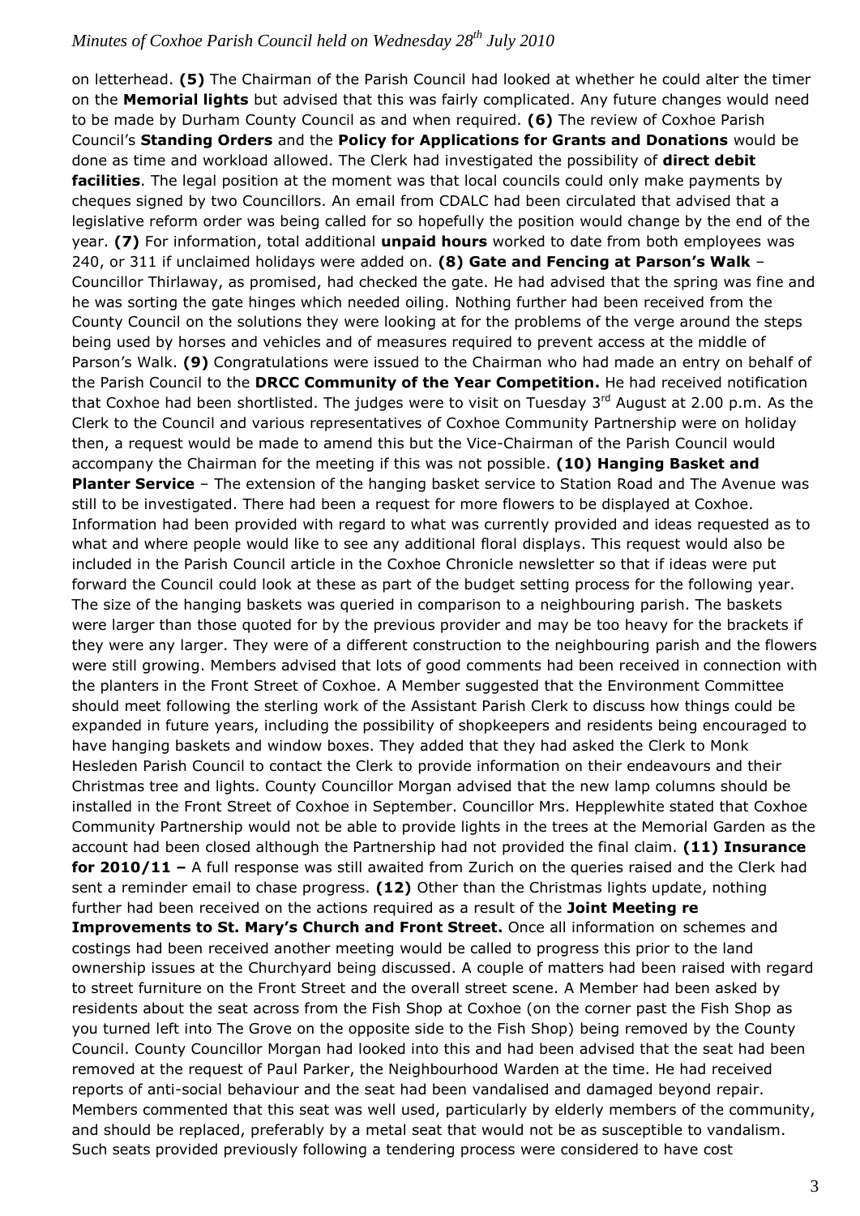on letterhead. **(5)** The Chairman of the Parish Council had looked at whether he could alter the timer on the **Memorial lights** but advised that this was fairly complicated. Any future changes would need to be made by Durham County Council as and when required. **(6)** The review of Coxhoe Parish Council's **Standing Orders** and the **Policy for Applications for Grants and Donations** would be done as time and workload allowed. The Clerk had investigated the possibility of **direct debit facilities**. The legal position at the moment was that local councils could only make payments by cheques signed by two Councillors. An email from CDALC had been circulated that advised that a legislative reform order was being called for so hopefully the position would change by the end of the year. **(7)** For information, total additional **unpaid hours** worked to date from both employees was 240, or 311 if unclaimed holidays were added on. **(8) Gate and Fencing at Parson's Walk** – Councillor Thirlaway, as promised, had checked the gate. He had advised that the spring was fine and he was sorting the gate hinges which needed oiling. Nothing further had been received from the County Council on the solutions they were looking at for the problems of the verge around the steps being used by horses and vehicles and of measures required to prevent access at the middle of Parson's Walk. **(9)** Congratulations were issued to the Chairman who had made an entry on behalf of the Parish Council to the **DRCC Community of the Year Competition.** He had received notification that Coxhoe had been shortlisted. The judges were to visit on Tuesday 3rd August at 2.00 p.m. As the Clerk to the Council and various representatives of Coxhoe Community Partnership were on holiday then, a request would be made to amend this but the Vice-Chairman of the Parish Council would accompany the Chairman for the meeting if this was not possible. **(10) Hanging Basket and Planter Service** – The extension of the hanging basket service to Station Road and The Avenue was still to be investigated. There had been a request for more flowers to be displayed at Coxhoe. Information had been provided with regard to what was currently provided and ideas requested as to what and where people would like to see any additional floral displays. This request would also be included in the Parish Council article in the Coxhoe Chronicle newsletter so that if ideas were put forward the Council could look at these as part of the budget setting process for the following year. The size of the hanging baskets was queried in comparison to a neighbouring parish. The baskets were larger than those quoted for by the previous provider and may be too heavy for the brackets if they were any larger. They were of a different construction to the neighbouring parish and the flowers were still growing. Members advised that lots of good comments had been received in connection with the planters in the Front Street of Coxhoe. A Member suggested that the Environment Committee should meet following the sterling work of the Assistant Parish Clerk to discuss how things could be expanded in future years, including the possibility of shopkeepers and residents being encouraged to have hanging baskets and window boxes. They added that they had asked the Clerk to Monk Hesleden Parish Council to contact the Clerk to provide information on their endeavours and their Christmas tree and lights. County Councillor Morgan advised that the new lamp columns should be installed in the Front Street of Coxhoe in September. Councillor Mrs. Hepplewhite stated that Coxhoe Community Partnership would not be able to provide lights in the trees at the Memorial Garden as the account had been closed although the Partnership had not provided the final claim. **(11) Insurance for 2010/11 –** A full response was still awaited from Zurich on the queries raised and the Clerk had sent a reminder email to chase progress. **(12)** Other than the Christmas lights update, nothing further had been received on the actions required as a result of the **Joint Meeting re Improvements to St. Mary's Church and Front Street.** Once all information on schemes and costings had been received another meeting would be called to progress this prior to the land ownership issues at the Churchyard being discussed. A couple of matters had been raised with regard to street furniture on the Front Street and the overall street scene. A Member had been asked by residents about the seat across from the Fish Shop at Coxhoe (on the corner past the Fish Shop as you turned left into The Grove on the opposite side to the Fish Shop) being removed by the County Council. County Councillor Morgan had looked into this and had been advised that the seat had been removed at the request of Paul Parker, the Neighbourhood Warden at the time. He had received reports of anti-social behaviour and the seat had been vandalised and damaged beyond repair. Members commented that this seat was well used, particularly by elderly members of the community, and should be replaced, preferably by a metal seat that would not be as susceptible to vandalism. Such seats provided previously following a tendering process were considered to have cost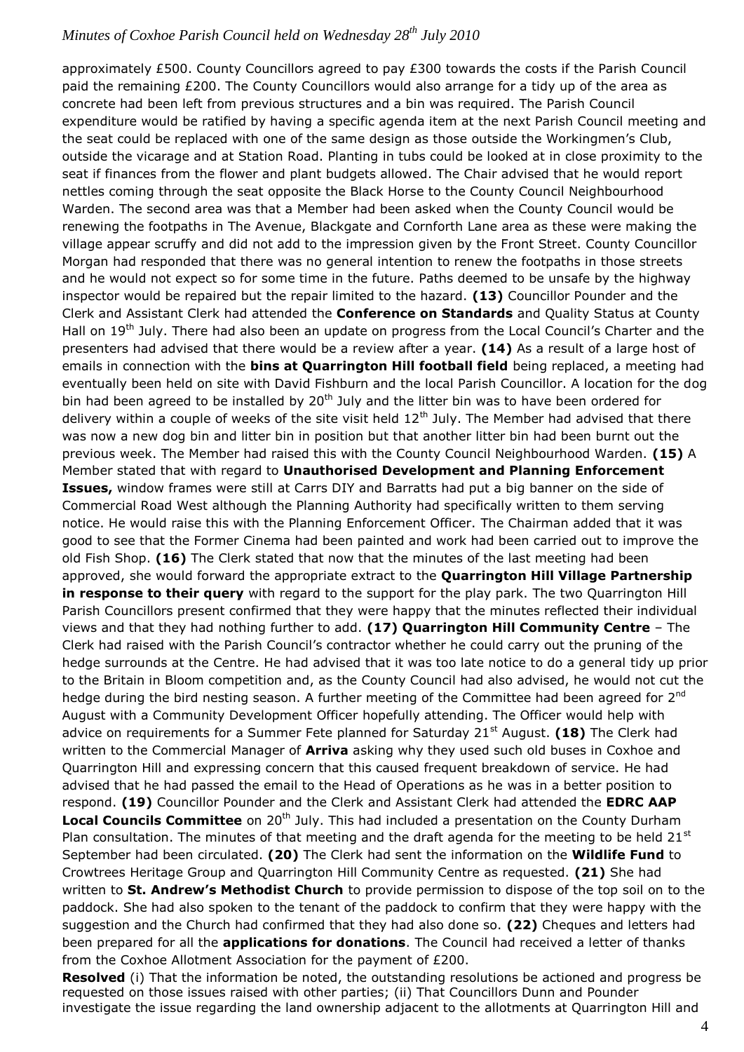approximately £500. County Councillors agreed to pay £300 towards the costs if the Parish Council paid the remaining £200. The County Councillors would also arrange for a tidy up of the area as concrete had been left from previous structures and a bin was required. The Parish Council expenditure would be ratified by having a specific agenda item at the next Parish Council meeting and the seat could be replaced with one of the same design as those outside the Workingmen's Club, outside the vicarage and at Station Road. Planting in tubs could be looked at in close proximity to the seat if finances from the flower and plant budgets allowed. The Chair advised that he would report nettles coming through the seat opposite the Black Horse to the County Council Neighbourhood Warden. The second area was that a Member had been asked when the County Council would be renewing the footpaths in The Avenue, Blackgate and Cornforth Lane area as these were making the village appear scruffy and did not add to the impression given by the Front Street. County Councillor Morgan had responded that there was no general intention to renew the footpaths in those streets and he would not expect so for some time in the future. Paths deemed to be unsafe by the highway inspector would be repaired but the repair limited to the hazard. **(13)** Councillor Pounder and the Clerk and Assistant Clerk had attended the **Conference on Standards** and Quality Status at County Hall on 19th July. There had also been an update on progress from the Local Council's Charter and the presenters had advised that there would be a review after a year. **(14)** As a result of a large host of emails in connection with the **bins at Quarrington Hill football field** being replaced, a meeting had eventually been held on site with David Fishburn and the local Parish Councillor. A location for the dog bin had been agreed to be installed by 20th July and the litter bin was to have been ordered for delivery within a couple of weeks of the site visit held 12th July. The Member had advised that there was now a new dog bin and litter bin in position but that another litter bin had been burnt out the previous week. The Member had raised this with the County Council Neighbourhood Warden. **(15)** A Member stated that with regard to **Unauthorised Development and Planning Enforcement Issues,** window frames were still at Carrs DIY and Barratts had put a big banner on the side of Commercial Road West although the Planning Authority had specifically written to them serving notice. He would raise this with the Planning Enforcement Officer. The Chairman added that it was good to see that the Former Cinema had been painted and work had been carried out to improve the old Fish Shop. **(16)** The Clerk stated that now that the minutes of the last meeting had been approved, she would forward the appropriate extract to the **Quarrington Hill Village Partnership in response to their query** with regard to the support for the play park. The two Quarrington Hill Parish Councillors present confirmed that they were happy that the minutes reflected their individual views and that they had nothing further to add. **(17) Quarrington Hill Community Centre** – The Clerk had raised with the Parish Council's contractor whether he could carry out the pruning of the hedge surrounds at the Centre. He had advised that it was too late notice to do a general tidy up prior to the Britain in Bloom competition and, as the County Council had also advised, he would not cut the hedge during the bird nesting season. A further meeting of the Committee had been agreed for 2nd August with a Community Development Officer hopefully attending. The Officer would help with advice on requirements for a Summer Fete planned for Saturday 21st August. **(18)** The Clerk had written to the Commercial Manager of **Arriva** asking why they used such old buses in Coxhoe and Quarrington Hill and expressing concern that this caused frequent breakdown of service. He had advised that he had passed the email to the Head of Operations as he was in a better position to respond. **(19)** Councillor Pounder and the Clerk and Assistant Clerk had attended the **EDRC AAP Local Councils Committee** on 20th July. This had included a presentation on the County Durham Plan consultation. The minutes of that meeting and the draft agenda for the meeting to be held 21st September had been circulated. **(20)** The Clerk had sent the information on the **Wildlife Fund** to Crowtrees Heritage Group and Quarrington Hill Community Centre as requested. **(21)** She had written to **St. Andrew's Methodist Church** to provide permission to dispose of the top soil on to the paddock. She had also spoken to the tenant of the paddock to confirm that they were happy with the suggestion and the Church had confirmed that they had also done so. **(22)** Cheques and letters had been prepared for all the **applications for donations**. The Council had received a letter of thanks from the Coxhoe Allotment Association for the payment of £200.

**Resolved** (i) That the information be noted, the outstanding resolutions be actioned and progress be requested on those issues raised with other parties; (ii) That Councillors Dunn and Pounder investigate the issue regarding the land ownership adjacent to the allotments at Quarrington Hill and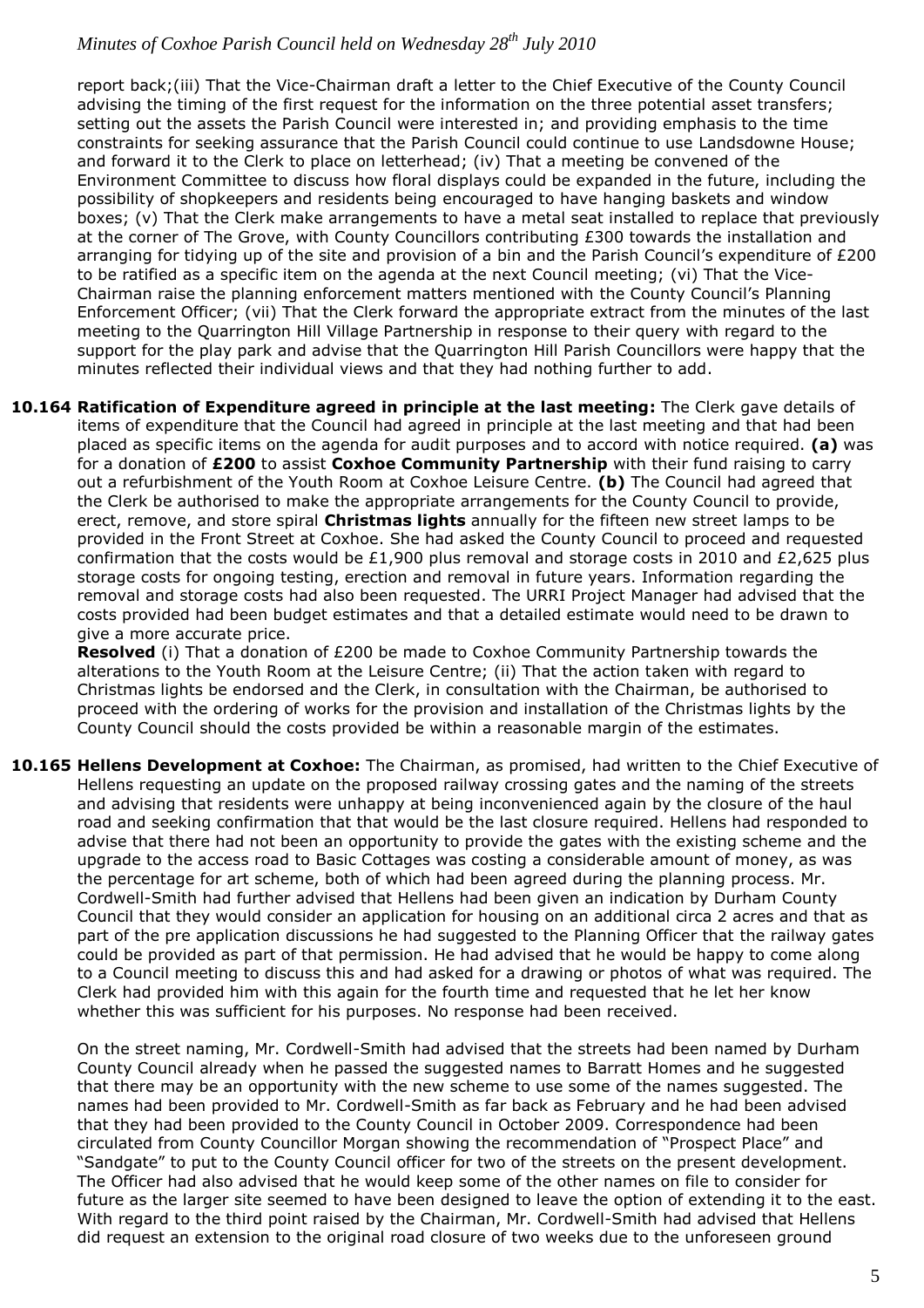report back;(iii) That the Vice-Chairman draft a letter to the Chief Executive of the County Council advising the timing of the first request for the information on the three potential asset transfers; setting out the assets the Parish Council were interested in; and providing emphasis to the time constraints for seeking assurance that the Parish Council could continue to use Landsdowne House; and forward it to the Clerk to place on letterhead; (iv) That a meeting be convened of the Environment Committee to discuss how floral displays could be expanded in the future, including the possibility of shopkeepers and residents being encouraged to have hanging baskets and window boxes; (v) That the Clerk make arrangements to have a metal seat installed to replace that previously at the corner of The Grove, with County Councillors contributing £300 towards the installation and arranging for tidying up of the site and provision of a bin and the Parish Council's expenditure of £200 to be ratified as a specific item on the agenda at the next Council meeting; (vi) That the Vice-Chairman raise the planning enforcement matters mentioned with the County Council's Planning Enforcement Officer; (vii) That the Clerk forward the appropriate extract from the minutes of the last meeting to the Quarrington Hill Village Partnership in response to their query with regard to the support for the play park and advise that the Quarrington Hill Parish Councillors were happy that the minutes reflected their individual views and that they had nothing further to add.

**10.164 Ratification of Expenditure agreed in principle at the last meeting:** The Clerk gave details of items of expenditure that the Council had agreed in principle at the last meeting and that had been placed as specific items on the agenda for audit purposes and to accord with notice required. **(a)** was for a donation of **£200** to assist **Coxhoe Community Partnership** with their fund raising to carry out a refurbishment of the Youth Room at Coxhoe Leisure Centre. **(b)** The Council had agreed that the Clerk be authorised to make the appropriate arrangements for the County Council to provide, erect, remove, and store spiral **Christmas lights** annually for the fifteen new street lamps to be provided in the Front Street at Coxhoe. She had asked the County Council to proceed and requested confirmation that the costs would be £1,900 plus removal and storage costs in 2010 and £2,625 plus storage costs for ongoing testing, erection and removal in future years. Information regarding the removal and storage costs had also been requested. The URRI Project Manager had advised that the costs provided had been budget estimates and that a detailed estimate would need to be drawn to give a more accurate price.

**Resolved** (i) That a donation of £200 be made to Coxhoe Community Partnership towards the alterations to the Youth Room at the Leisure Centre; (ii) That the action taken with regard to Christmas lights be endorsed and the Clerk, in consultation with the Chairman, be authorised to proceed with the ordering of works for the provision and installation of the Christmas lights by the County Council should the costs provided be within a reasonable margin of the estimates.

**10.165 Hellens Development at Coxhoe:** The Chairman, as promised, had written to the Chief Executive of Hellens requesting an update on the proposed railway crossing gates and the naming of the streets and advising that residents were unhappy at being inconvenienced again by the closure of the haul road and seeking confirmation that that would be the last closure required. Hellens had responded to advise that there had not been an opportunity to provide the gates with the existing scheme and the upgrade to the access road to Basic Cottages was costing a considerable amount of money, as was the percentage for art scheme, both of which had been agreed during the planning process. Mr. Cordwell-Smith had further advised that Hellens had been given an indication by Durham County Council that they would consider an application for housing on an additional circa 2 acres and that as part of the pre application discussions he had suggested to the Planning Officer that the railway gates could be provided as part of that permission. He had advised that he would be happy to come along to a Council meeting to discuss this and had asked for a drawing or photos of what was required. The Clerk had provided him with this again for the fourth time and requested that he let her know whether this was sufficient for his purposes. No response had been received.

On the street naming, Mr. Cordwell-Smith had advised that the streets had been named by Durham County Council already when he passed the suggested names to Barratt Homes and he suggested that there may be an opportunity with the new scheme to use some of the names suggested. The names had been provided to Mr. Cordwell-Smith as far back as February and he had been advised that they had been provided to the County Council in October 2009. Correspondence had been circulated from County Councillor Morgan showing the recommendation of "Prospect Place" and "Sandgate" to put to the County Council officer for two of the streets on the present development. The Officer had also advised that he would keep some of the other names on file to consider for future as the larger site seemed to have been designed to leave the option of extending it to the east. With regard to the third point raised by the Chairman, Mr. Cordwell-Smith had advised that Hellens did request an extension to the original road closure of two weeks due to the unforeseen ground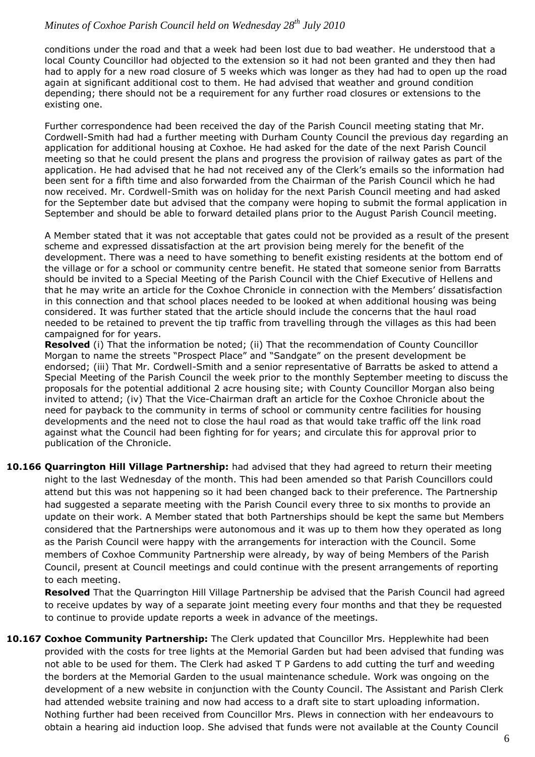conditions under the road and that a week had been lost due to bad weather. He understood that a local County Councillor had objected to the extension so it had not been granted and they then had had to apply for a new road closure of 5 weeks which was longer as they had had to open up the road again at significant additional cost to them. He had advised that weather and ground condition depending; there should not be a requirement for any further road closures or extensions to the existing one.

Further correspondence had been received the day of the Parish Council meeting stating that Mr. Cordwell-Smith had had a further meeting with Durham County Council the previous day regarding an application for additional housing at Coxhoe. He had asked for the date of the next Parish Council meeting so that he could present the plans and progress the provision of railway gates as part of the application. He had advised that he had not received any of the Clerk's emails so the information had been sent for a fifth time and also forwarded from the Chairman of the Parish Council which he had now received. Mr. Cordwell-Smith was on holiday for the next Parish Council meeting and had asked for the September date but advised that the company were hoping to submit the formal application in September and should be able to forward detailed plans prior to the August Parish Council meeting.

A Member stated that it was not acceptable that gates could not be provided as a result of the present scheme and expressed dissatisfaction at the art provision being merely for the benefit of the development. There was a need to have something to benefit existing residents at the bottom end of the village or for a school or community centre benefit. He stated that someone senior from Barratts should be invited to a Special Meeting of the Parish Council with the Chief Executive of Hellens and that he may write an article for the Coxhoe Chronicle in connection with the Members' dissatisfaction in this connection and that school places needed to be looked at when additional housing was being considered. It was further stated that the article should include the concerns that the haul road needed to be retained to prevent the tip traffic from travelling through the villages as this had been campaigned for for years.

**Resolved** (i) That the information be noted; (ii) That the recommendation of County Councillor Morgan to name the streets "Prospect Place" and "Sandgate" on the present development be endorsed; (iii) That Mr. Cordwell-Smith and a senior representative of Barratts be asked to attend a Special Meeting of the Parish Council the week prior to the monthly September meeting to discuss the proposals for the potential additional 2 acre housing site; with County Councillor Morgan also being invited to attend; (iv) That the Vice-Chairman draft an article for the Coxhoe Chronicle about the need for payback to the community in terms of school or community centre facilities for housing developments and the need not to close the haul road as that would take traffic off the link road against what the Council had been fighting for for years; and circulate this for approval prior to publication of the Chronicle.

**10.166 Quarrington Hill Village Partnership:** had advised that they had agreed to return their meeting night to the last Wednesday of the month. This had been amended so that Parish Councillors could attend but this was not happening so it had been changed back to their preference. The Partnership had suggested a separate meeting with the Parish Council every three to six months to provide an update on their work. A Member stated that both Partnerships should be kept the same but Members considered that the Partnerships were autonomous and it was up to them how they operated as long as the Parish Council were happy with the arrangements for interaction with the Council. Some members of Coxhoe Community Partnership were already, by way of being Members of the Parish Council, present at Council meetings and could continue with the present arrangements of reporting to each meeting.

**Resolved** That the Quarrington Hill Village Partnership be advised that the Parish Council had agreed to receive updates by way of a separate joint meeting every four months and that they be requested to continue to provide update reports a week in advance of the meetings.

**10.167 Coxhoe Community Partnership:** The Clerk updated that Councillor Mrs. Hepplewhite had been provided with the costs for tree lights at the Memorial Garden but had been advised that funding was not able to be used for them. The Clerk had asked T P Gardens to add cutting the turf and weeding the borders at the Memorial Garden to the usual maintenance schedule. Work was ongoing on the development of a new website in conjunction with the County Council. The Assistant and Parish Clerk had attended website training and now had access to a draft site to start uploading information. Nothing further had been received from Councillor Mrs. Plews in connection with her endeavours to obtain a hearing aid induction loop. She advised that funds were not available at the County Council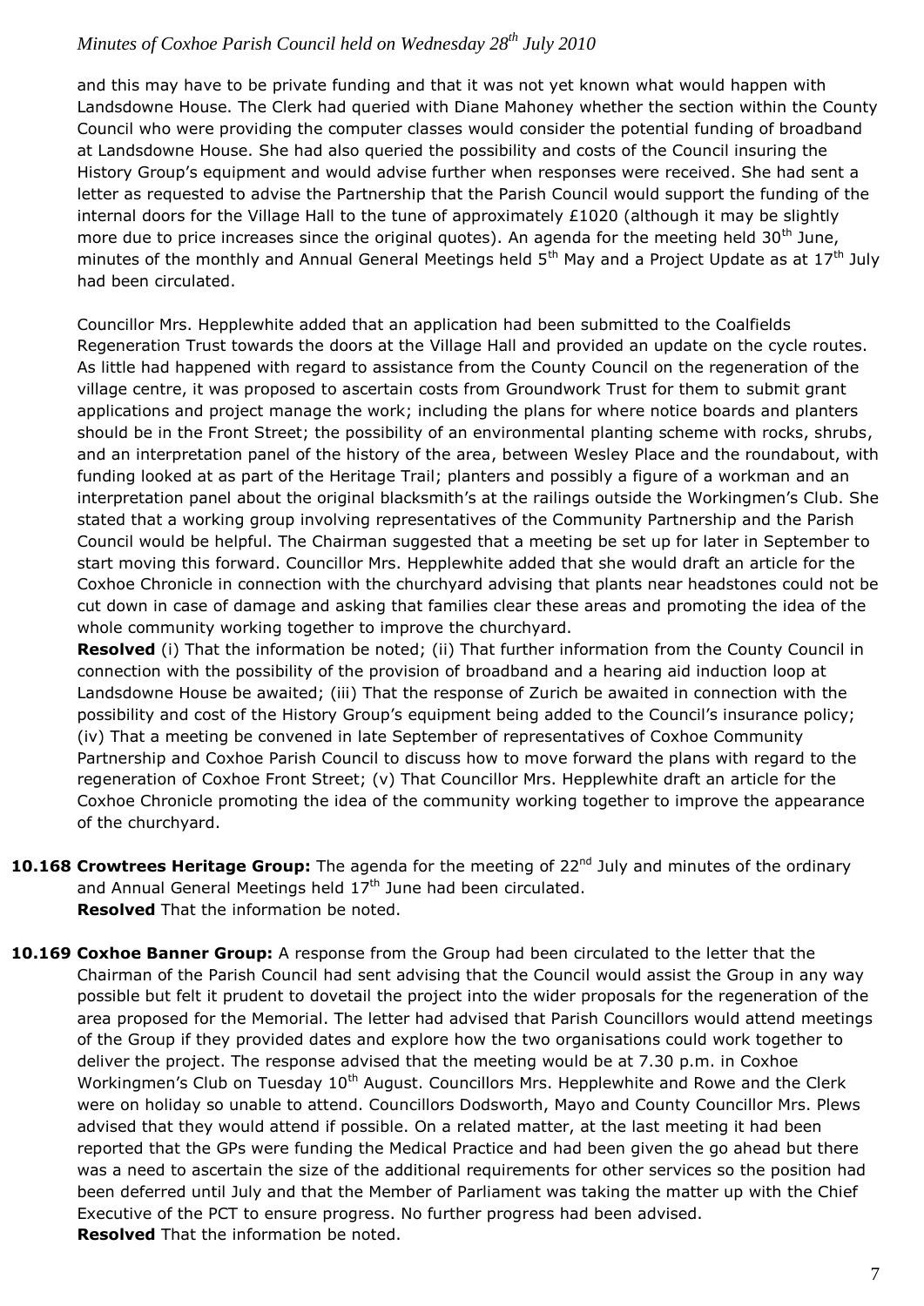and this may have to be private funding and that it was not yet known what would happen with Landsdowne House. The Clerk had queried with Diane Mahoney whether the section within the County Council who were providing the computer classes would consider the potential funding of broadband at Landsdowne House. She had also queried the possibility and costs of the Council insuring the History Group's equipment and would advise further when responses were received. She had sent a letter as requested to advise the Partnership that the Parish Council would support the funding of the internal doors for the Village Hall to the tune of approximately £1020 (although it may be slightly more due to price increases since the original quotes). An agenda for the meeting held 30th June, minutes of the monthly and Annual General Meetings held 5th May and a Project Update as at 17th July had been circulated.

Councillor Mrs. Hepplewhite added that an application had been submitted to the Coalfields Regeneration Trust towards the doors at the Village Hall and provided an update on the cycle routes. As little had happened with regard to assistance from the County Council on the regeneration of the village centre, it was proposed to ascertain costs from Groundwork Trust for them to submit grant applications and project manage the work; including the plans for where notice boards and planters should be in the Front Street; the possibility of an environmental planting scheme with rocks, shrubs, and an interpretation panel of the history of the area, between Wesley Place and the roundabout, with funding looked at as part of the Heritage Trail; planters and possibly a figure of a workman and an interpretation panel about the original blacksmith's at the railings outside the Workingmen's Club. She stated that a working group involving representatives of the Community Partnership and the Parish Council would be helpful. The Chairman suggested that a meeting be set up for later in September to start moving this forward. Councillor Mrs. Hepplewhite added that she would draft an article for the Coxhoe Chronicle in connection with the churchyard advising that plants near headstones could not be cut down in case of damage and asking that families clear these areas and promoting the idea of the whole community working together to improve the churchyard.

**Resolved** (i) That the information be noted; (ii) That further information from the County Council in connection with the possibility of the provision of broadband and a hearing aid induction loop at Landsdowne House be awaited; (iii) That the response of Zurich be awaited in connection with the possibility and cost of the History Group's equipment being added to the Council's insurance policy; (iv) That a meeting be convened in late September of representatives of Coxhoe Community Partnership and Coxhoe Parish Council to discuss how to move forward the plans with regard to the regeneration of Coxhoe Front Street; (v) That Councillor Mrs. Hepplewhite draft an article for the Coxhoe Chronicle promoting the idea of the community working together to improve the appearance of the churchyard.

**10.168 Crowtrees Heritage Group:** The agenda for the meeting of 22nd July and minutes of the ordinary and Annual General Meetings held 17th June had been circulated.
**Resolved** That the information be noted.

**10.169 Coxhoe Banner Group:** A response from the Group had been circulated to the letter that the Chairman of the Parish Council had sent advising that the Council would assist the Group in any way possible but felt it prudent to dovetail the project into the wider proposals for the regeneration of the area proposed for the Memorial. The letter had advised that Parish Councillors would attend meetings of the Group if they provided dates and explore how the two organisations could work together to deliver the project. The response advised that the meeting would be at 7.30 p.m. in Coxhoe Workingmen's Club on Tuesday 10th August. Councillors Mrs. Hepplewhite and Rowe and the Clerk were on holiday so unable to attend. Councillors Dodsworth, Mayo and County Councillor Mrs. Plews advised that they would attend if possible. On a related matter, at the last meeting it had been reported that the GPs were funding the Medical Practice and had been given the go ahead but there was a need to ascertain the size of the additional requirements for other services so the position had been deferred until July and that the Member of Parliament was taking the matter up with the Chief Executive of the PCT to ensure progress. No further progress had been advised.
**Resolved** That the information be noted.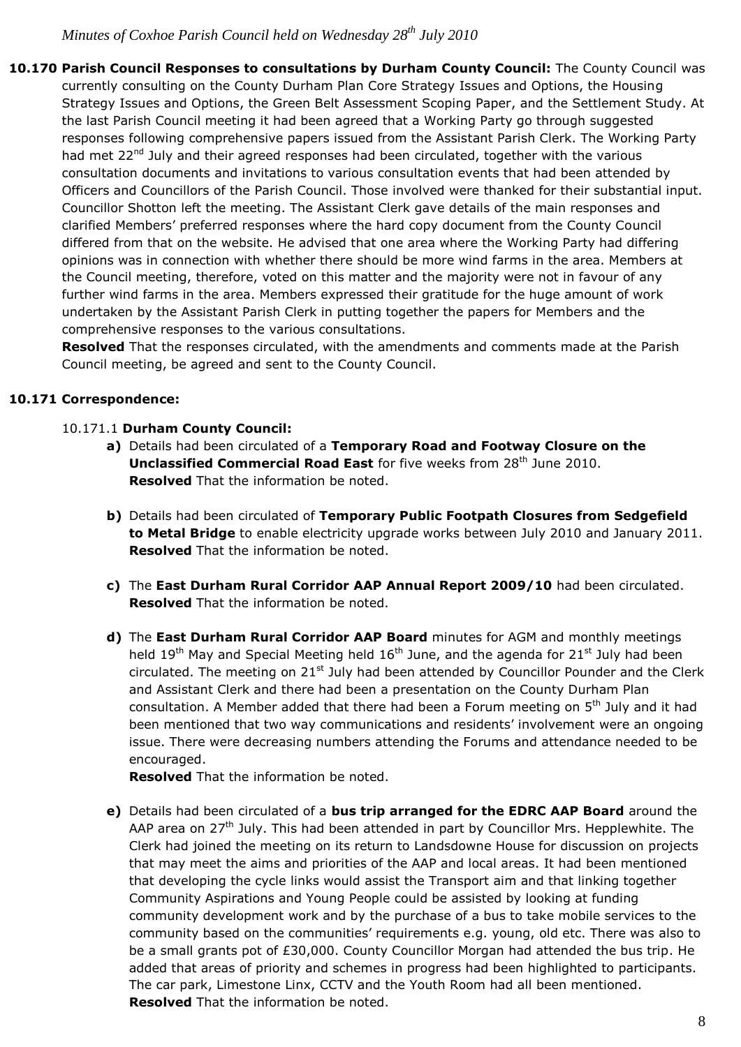**10.170 Parish Council Responses to consultations by Durham County Council:** The County Council was currently consulting on the County Durham Plan Core Strategy Issues and Options, the Housing Strategy Issues and Options, the Green Belt Assessment Scoping Paper, and the Settlement Study. At the last Parish Council meeting it had been agreed that a Working Party go through suggested responses following comprehensive papers issued from the Assistant Parish Clerk. The Working Party had met 22nd July and their agreed responses had been circulated, together with the various consultation documents and invitations to various consultation events that had been attended by Officers and Councillors of the Parish Council. Those involved were thanked for their substantial input. Councillor Shotton left the meeting. The Assistant Clerk gave details of the main responses and clarified Members' preferred responses where the hard copy document from the County Council differed from that on the website. He advised that one area where the Working Party had differing opinions was in connection with whether there should be more wind farms in the area. Members at the Council meeting, therefore, voted on this matter and the majority were not in favour of any further wind farms in the area. Members expressed their gratitude for the huge amount of work undertaken by the Assistant Parish Clerk in putting together the papers for Members and the comprehensive responses to the various consultations.

**Resolved** That the responses circulated, with the amendments and comments made at the Parish Council meeting, be agreed and sent to the County Council.

**10.171 Correspondence:**

10.171.1 **Durham County Council:**

**a)** Details had been circulated of a **Temporary Road and Footway Closure on the Unclassified Commercial Road East** for five weeks from 28th June 2010.
**Resolved** That the information be noted.

**b)** Details had been circulated of **Temporary Public Footpath Closures from Sedgefield to Metal Bridge** to enable electricity upgrade works between July 2010 and January 2011.
**Resolved** That the information be noted.

**c)** The **East Durham Rural Corridor AAP Annual Report 2009/10** had been circulated.
**Resolved** That the information be noted.

**d)** The **East Durham Rural Corridor AAP Board** minutes for AGM and monthly meetings held 19th May and Special Meeting held 16th June, and the agenda for 21st July had been circulated. The meeting on 21st July had been attended by Councillor Pounder and the Clerk and Assistant Clerk and there had been a presentation on the County Durham Plan consultation. A Member added that there had been a Forum meeting on 5th July and it had been mentioned that two way communications and residents' involvement were an ongoing issue. There were decreasing numbers attending the Forums and attendance needed to be encouraged.
**Resolved** That the information be noted.

**e)** Details had been circulated of a **bus trip arranged for the EDRC AAP Board** around the AAP area on 27th July. This had been attended in part by Councillor Mrs. Hepplewhite. The Clerk had joined the meeting on its return to Landsdowne House for discussion on projects that may meet the aims and priorities of the AAP and local areas. It had been mentioned that developing the cycle links would assist the Transport aim and that linking together Community Aspirations and Young People could be assisted by looking at funding community development work and by the purchase of a bus to take mobile services to the community based on the communities' requirements e.g. young, old etc. There was also to be a small grants pot of £30,000. County Councillor Morgan had attended the bus trip. He added that areas of priority and schemes in progress had been highlighted to participants. The car park, Limestone Linx, CCTV and the Youth Room had all been mentioned.
**Resolved** That the information be noted.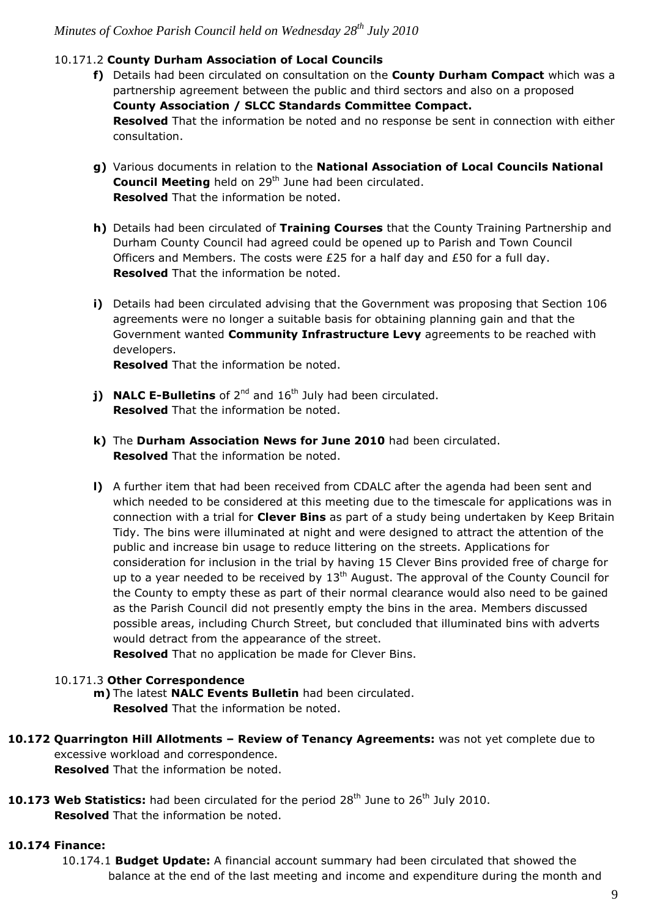10.171.2 **County Durham Association of Local Councils**

**f)** Details had been circulated on consultation on the **County Durham Compact** which was a partnership agreement between the public and third sectors and also on a proposed **County Association / SLCC Standards Committee Compact.**
**Resolved** That the information be noted and no response be sent in connection with either consultation.

**g)** Various documents in relation to the **National Association of Local Councils National Council Meeting** held on 29th June had been circulated.
**Resolved** That the information be noted.

**h)** Details had been circulated of **Training Courses** that the County Training Partnership and Durham County Council had agreed could be opened up to Parish and Town Council Officers and Members. The costs were £25 for a half day and £50 for a full day.
**Resolved** That the information be noted.

**i)** Details had been circulated advising that the Government was proposing that Section 106 agreements were no longer a suitable basis for obtaining planning gain and that the Government wanted **Community Infrastructure Levy** agreements to be reached with developers.
**Resolved** That the information be noted.

**j) NALC E-Bulletins** of 2nd and 16th July had been circulated.
**Resolved** That the information be noted.

**k)** The **Durham Association News for June 2010** had been circulated.
**Resolved** That the information be noted.

**l)** A further item that had been received from CDALC after the agenda had been sent and which needed to be considered at this meeting due to the timescale for applications was in connection with a trial for **Clever Bins** as part of a study being undertaken by Keep Britain Tidy. The bins were illuminated at night and were designed to attract the attention of the public and increase bin usage to reduce littering on the streets. Applications for consideration for inclusion in the trial by having 15 Clever Bins provided free of charge for up to a year needed to be received by 13th August. The approval of the County Council for the County to empty these as part of their normal clearance would also need to be gained as the Parish Council did not presently empty the bins in the area. Members discussed possible areas, including Church Street, but concluded that illuminated bins with adverts would detract from the appearance of the street.
**Resolved** That no application be made for Clever Bins.

10.171.3 **Other Correspondence**

**m)** The latest **NALC Events Bulletin** had been circulated.
**Resolved** That the information be noted.

**10.172 Quarrington Hill Allotments – Review of Tenancy Agreements:** was not yet complete due to excessive workload and correspondence.
**Resolved** That the information be noted.

**10.173 Web Statistics:** had been circulated for the period 28th June to 26th July 2010.
**Resolved** That the information be noted.

**10.174 Finance:**

10.174.1 **Budget Update:** A financial account summary had been circulated that showed the balance at the end of the last meeting and income and expenditure during the month and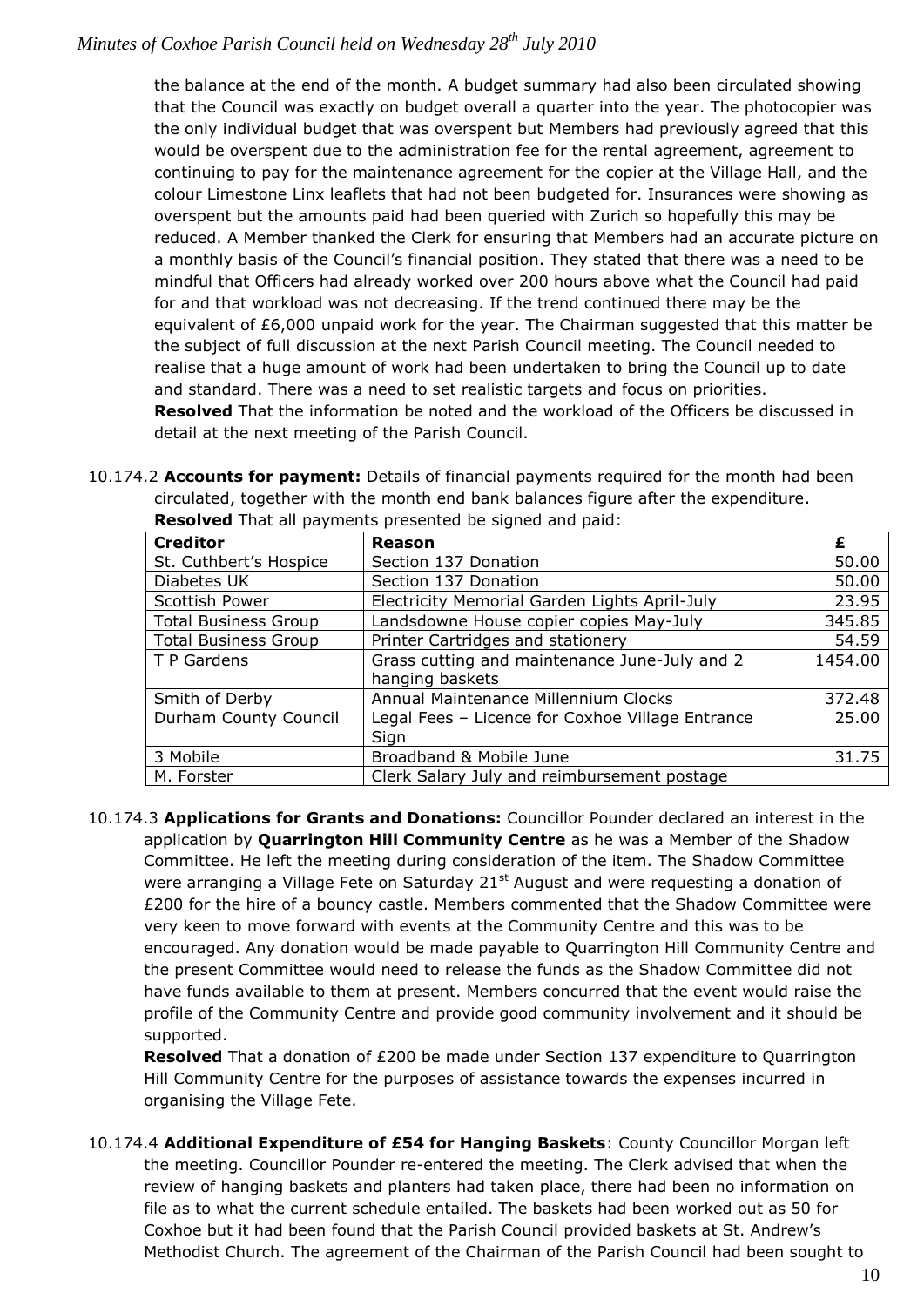the balance at the end of the month. A budget summary had also been circulated showing that the Council was exactly on budget overall a quarter into the year. The photocopier was the only individual budget that was overspent but Members had previously agreed that this would be overspent due to the administration fee for the rental agreement, agreement to continuing to pay for the maintenance agreement for the copier at the Village Hall, and the colour Limestone Linx leaflets that had not been budgeted for. Insurances were showing as overspent but the amounts paid had been queried with Zurich so hopefully this may be reduced. A Member thanked the Clerk for ensuring that Members had an accurate picture on a monthly basis of the Council's financial position. They stated that there was a need to be mindful that Officers had already worked over 200 hours above what the Council had paid for and that workload was not decreasing. If the trend continued there may be the equivalent of £6,000 unpaid work for the year. The Chairman suggested that this matter be the subject of full discussion at the next Parish Council meeting. The Council needed to realise that a huge amount of work had been undertaken to bring the Council up to date and standard. There was a need to set realistic targets and focus on priorities.
**Resolved** That the information be noted and the workload of the Officers be discussed in detail at the next meeting of the Parish Council.

10.174.2 **Accounts for payment:** Details of financial payments required for the month had been circulated, together with the month end bank balances figure after the expenditure.
**Resolved** That all payments presented be signed and paid:

| Creditor | Reason | £ |
|---|---|---|
| St. Cuthbert's Hospice | Section 137 Donation | 50.00 |
| Diabetes UK | Section 137 Donation | 50.00 |
| Scottish Power | Electricity Memorial Garden Lights April-July | 23.95 |
| Total Business Group | Landsdowne House copier copies May-July | 345.85 |
| Total Business Group | Printer Cartridges and stationery | 54.59 |
| T P Gardens | Grass cutting and maintenance June-July and 2 hanging baskets | 1454.00 |
| Smith of Derby | Annual Maintenance Millennium Clocks | 372.48 |
| Durham County Council | Legal Fees – Licence for Coxhoe Village Entrance Sign | 25.00 |
| 3 Mobile | Broadband & Mobile June | 31.75 |
| M. Forster | Clerk Salary July and reimbursement postage | |

10.174.3 **Applications for Grants and Donations:** Councillor Pounder declared an interest in the application by **Quarrington Hill Community Centre** as he was a Member of the Shadow Committee. He left the meeting during consideration of the item. The Shadow Committee were arranging a Village Fete on Saturday 21st August and were requesting a donation of £200 for the hire of a bouncy castle. Members commented that the Shadow Committee were very keen to move forward with events at the Community Centre and this was to be encouraged. Any donation would be made payable to Quarrington Hill Community Centre and the present Committee would need to release the funds as the Shadow Committee did not have funds available to them at present. Members concurred that the event would raise the profile of the Community Centre and provide good community involvement and it should be supported.
**Resolved** That a donation of £200 be made under Section 137 expenditure to Quarrington Hill Community Centre for the purposes of assistance towards the expenses incurred in organising the Village Fete.

10.174.4 **Additional Expenditure of £54 for Hanging Baskets**: County Councillor Morgan left the meeting. Councillor Pounder re-entered the meeting. The Clerk advised that when the review of hanging baskets and planters had taken place, there had been no information on file as to what the current schedule entailed. The baskets had been worked out as 50 for Coxhoe but it had been found that the Parish Council provided baskets at St. Andrew's Methodist Church. The agreement of the Chairman of the Parish Council had been sought to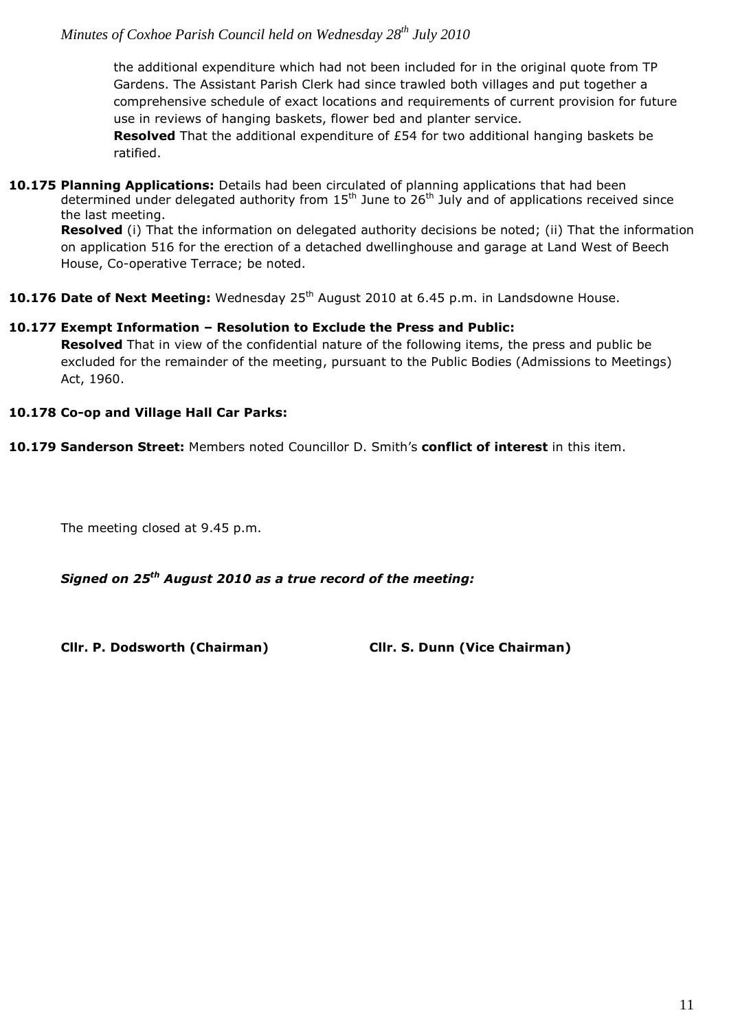the additional expenditure which had not been included for in the original quote from TP Gardens. The Assistant Parish Clerk had since trawled both villages and put together a comprehensive schedule of exact locations and requirements of current provision for future use in reviews of hanging baskets, flower bed and planter service.

**Resolved** That the additional expenditure of £54 for two additional hanging baskets be ratified.

**10.175 Planning Applications:** Details had been circulated of planning applications that had been determined under delegated authority from 15th June to 26th July and of applications received since the last meeting.

**Resolved** (i) That the information on delegated authority decisions be noted; (ii) That the information on application 516 for the erection of a detached dwellinghouse and garage at Land West of Beech House, Co-operative Terrace; be noted.

**10.176 Date of Next Meeting:** Wednesday 25th August 2010 at 6.45 p.m. in Landsdowne House.

**10.177 Exempt Information – Resolution to Exclude the Press and Public:**

**Resolved** That in view of the confidential nature of the following items, the press and public be excluded for the remainder of the meeting, pursuant to the Public Bodies (Admissions to Meetings) Act, 1960.

**10.178 Co-op and Village Hall Car Parks:**

**10.179 Sanderson Street:** Members noted Councillor D. Smith's **conflict of interest** in this item.

The meeting closed at 9.45 p.m.

***Signed on 25th August 2010 as a true record of the meeting:***

**Cllr. P. Dodsworth (Chairman)** **Cllr. S. Dunn (Vice Chairman)**